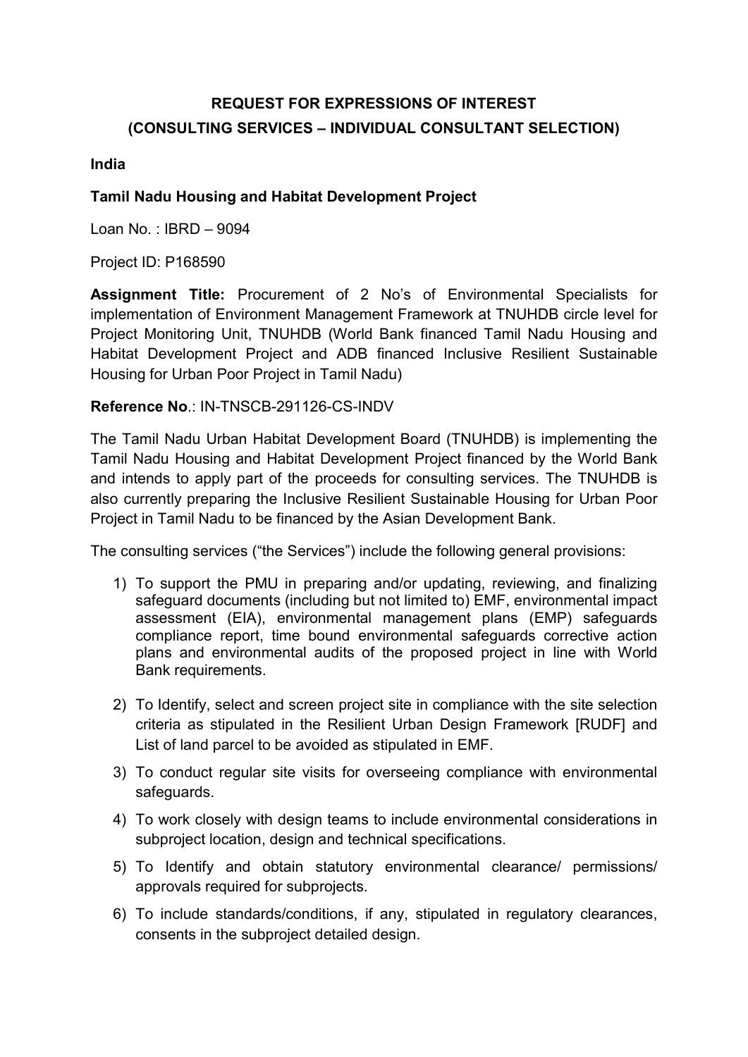## REQUEST FOR EXPRESSIONS OF INTEREST
## (CONSULTING SERVICES – INDIVIDUAL CONSULTANT SELECTION)

**India**

**Tamil Nadu Housing and Habitat Development Project**

Loan No. : IBRD – 9094

Project ID: P168590

**Assignment Title:** Procurement of 2 No's of Environmental Specialists for implementation of Environment Management Framework at TNUHDB circle level for Project Monitoring Unit, TNUHDB (World Bank financed Tamil Nadu Housing and Habitat Development Project and ADB financed Inclusive Resilient Sustainable Housing for Urban Poor Project in Tamil Nadu)

**Reference No**.: IN-TNSCB-291126-CS-INDV

The Tamil Nadu Urban Habitat Development Board (TNUHDB) is implementing the Tamil Nadu Housing and Habitat Development Project financed by the World Bank and intends to apply part of the proceeds for consulting services. The TNUHDB is also currently preparing the Inclusive Resilient Sustainable Housing for Urban Poor Project in Tamil Nadu to be financed by the Asian Development Bank.

The consulting services ("the Services") include the following general provisions:

1) To support the PMU in preparing and/or updating, reviewing, and finalizing safeguard documents (including but not limited to) EMF, environmental impact assessment (EIA), environmental management plans (EMP) safeguards compliance report, time bound environmental safeguards corrective action plans and environmental audits of the proposed project in line with World Bank requirements.

2) To Identify, select and screen project site in compliance with the site selection criteria as stipulated in the Resilient Urban Design Framework [RUDF] and List of land parcel to be avoided as stipulated in EMF.

3) To conduct regular site visits for overseeing compliance with environmental safeguards.

4) To work closely with design teams to include environmental considerations in subproject location, design and technical specifications.

5) To Identify and obtain statutory environmental clearance/ permissions/ approvals required for subprojects.

6) To include standards/conditions, if any, stipulated in regulatory clearances, consents in the subproject detailed design.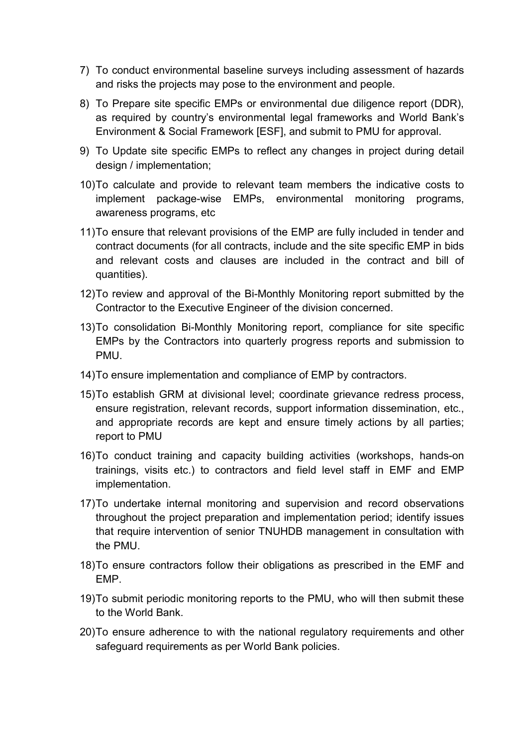7) To conduct environmental baseline surveys including assessment of hazards and risks the projects may pose to the environment and people.

8) To Prepare site specific EMPs or environmental due diligence report (DDR), as required by country's environmental legal frameworks and World Bank's Environment & Social Framework [ESF], and submit to PMU for approval.

9) To Update site specific EMPs to reflect any changes in project during detail design / implementation;

10) To calculate and provide to relevant team members the indicative costs to implement package-wise EMPs, environmental monitoring programs, awareness programs, etc

11) To ensure that relevant provisions of the EMP are fully included in tender and contract documents (for all contracts, include and the site specific EMP in bids and relevant costs and clauses are included in the contract and bill of quantities).

12) To review and approval of the Bi-Monthly Monitoring report submitted by the Contractor to the Executive Engineer of the division concerned.

13) To consolidation Bi-Monthly Monitoring report, compliance for site specific EMPs by the Contractors into quarterly progress reports and submission to PMU.

14) To ensure implementation and compliance of EMP by contractors.

15) To establish GRM at divisional level; coordinate grievance redress process, ensure registration, relevant records, support information dissemination, etc., and appropriate records are kept and ensure timely actions by all parties; report to PMU

16) To conduct training and capacity building activities (workshops, hands-on trainings, visits etc.) to contractors and field level staff in EMF and EMP implementation.

17) To undertake internal monitoring and supervision and record observations throughout the project preparation and implementation period; identify issues that require intervention of senior TNUHDB management in consultation with the PMU.

18) To ensure contractors follow their obligations as prescribed in the EMF and EMP.

19) To submit periodic monitoring reports to the PMU, who will then submit these to the World Bank.

20) To ensure adherence to with the national regulatory requirements and other safeguard requirements as per World Bank policies.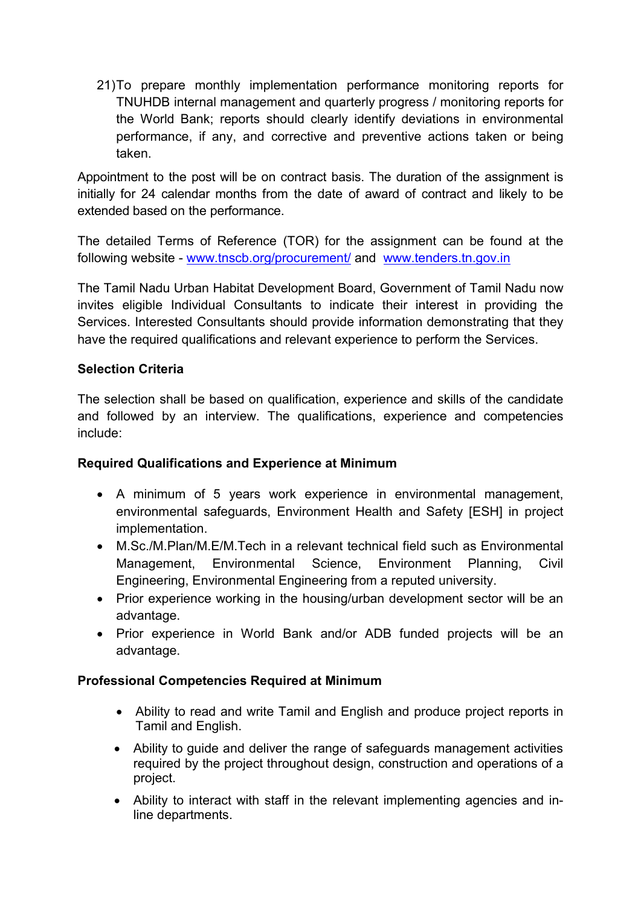21) To prepare monthly implementation performance monitoring reports for TNUHDB internal management and quarterly progress / monitoring reports for the World Bank; reports should clearly identify deviations in environmental performance, if any, and corrective and preventive actions taken or being taken.

Appointment to the post will be on contract basis. The duration of the assignment is initially for 24 calendar months from the date of award of contract and likely to be extended based on the performance.

The detailed Terms of Reference (TOR) for the assignment can be found at the following website - [www.tnscb.org/procurement/](www.tnscb.org/procurement/) and [www.tenders.tn.gov.in](www.tenders.tn.gov.in)

The Tamil Nadu Urban Habitat Development Board, Government of Tamil Nadu now invites eligible Individual Consultants to indicate their interest in providing the Services. Interested Consultants should provide information demonstrating that they have the required qualifications and relevant experience to perform the Services.

**Selection Criteria**

The selection shall be based on qualification, experience and skills of the candidate and followed by an interview. The qualifications, experience and competencies include:

**Required Qualifications and Experience at Minimum**

- A minimum of 5 years work experience in environmental management, environmental safeguards, Environment Health and Safety [ESH] in project implementation.
- M.Sc./M.Plan/M.E/M.Tech in a relevant technical field such as Environmental Management, Environmental Science, Environment Planning, Civil Engineering, Environmental Engineering from a reputed university.
- Prior experience working in the housing/urban development sector will be an advantage.
- Prior experience in World Bank and/or ADB funded projects will be an advantage.

**Professional Competencies Required at Minimum**

- Ability to read and write Tamil and English and produce project reports in Tamil and English.
- Ability to guide and deliver the range of safeguards management activities required by the project throughout design, construction and operations of a project.
- Ability to interact with staff in the relevant implementing agencies and in-line departments.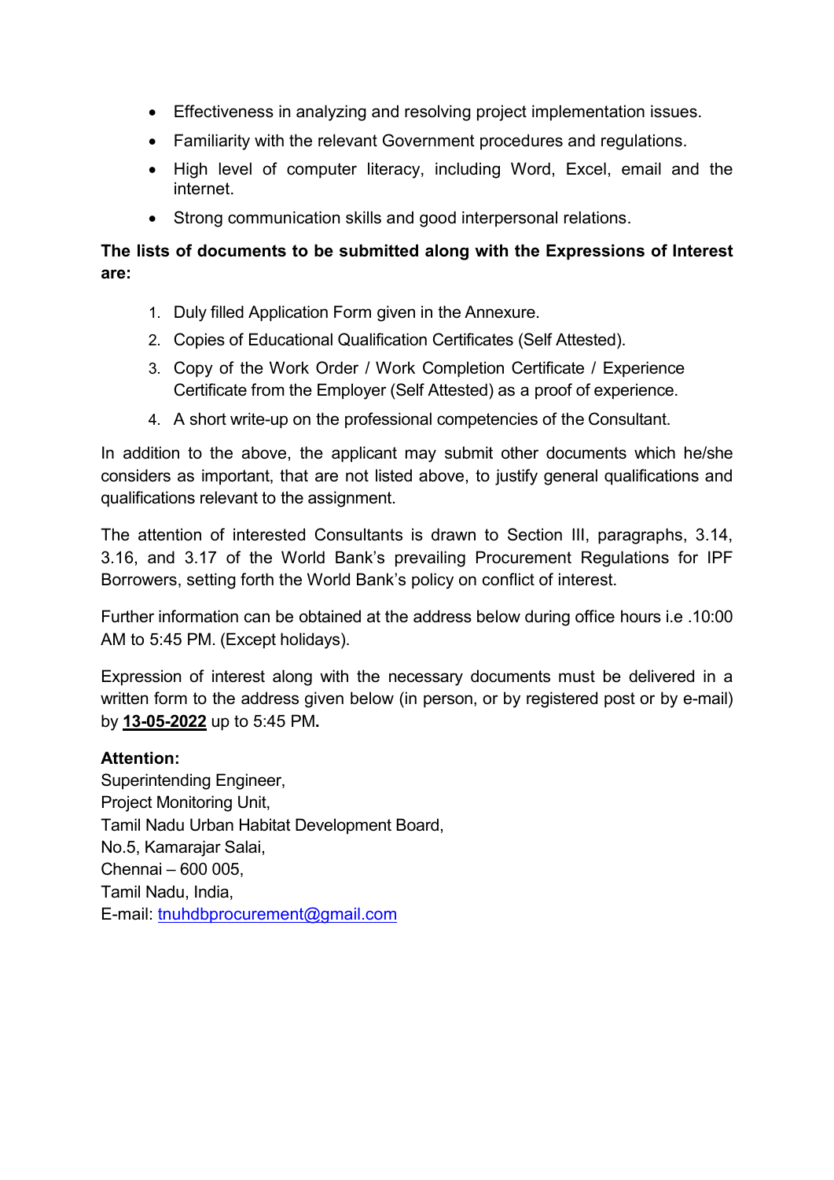- Effectiveness in analyzing and resolving project implementation issues.
- Familiarity with the relevant Government procedures and regulations.
- High level of computer literacy, including Word, Excel, email and the internet.
- Strong communication skills and good interpersonal relations.

**The lists of documents to be submitted along with the Expressions of Interest are:**

1. Duly filled Application Form given in the Annexure.
2. Copies of Educational Qualification Certificates (Self Attested).
3. Copy of the Work Order / Work Completion Certificate / Experience Certificate from the Employer (Self Attested) as a proof of experience.
4. A short write-up on the professional competencies of the Consultant.

In addition to the above, the applicant may submit other documents which he/she considers as important, that are not listed above, to justify general qualifications and qualifications relevant to the assignment.

The attention of interested Consultants is drawn to Section III, paragraphs, 3.14, 3.16, and 3.17 of the World Bank's prevailing Procurement Regulations for IPF Borrowers, setting forth the World Bank's policy on conflict of interest.

Further information can be obtained at the address below during office hours i.e .10:00 AM to 5:45 PM. (Except holidays).

Expression of interest along with the necessary documents must be delivered in a written form to the address given below (in person, or by registered post or by e-mail) by **13-05-2022** up to 5:45 PM**.**

**Attention:**
Superintending Engineer,
Project Monitoring Unit,
Tamil Nadu Urban Habitat Development Board,
No.5, Kamarajar Salai,
Chennai – 600 005,
Tamil Nadu, India,
E-mail: tnuhdbprocurement@gmail.com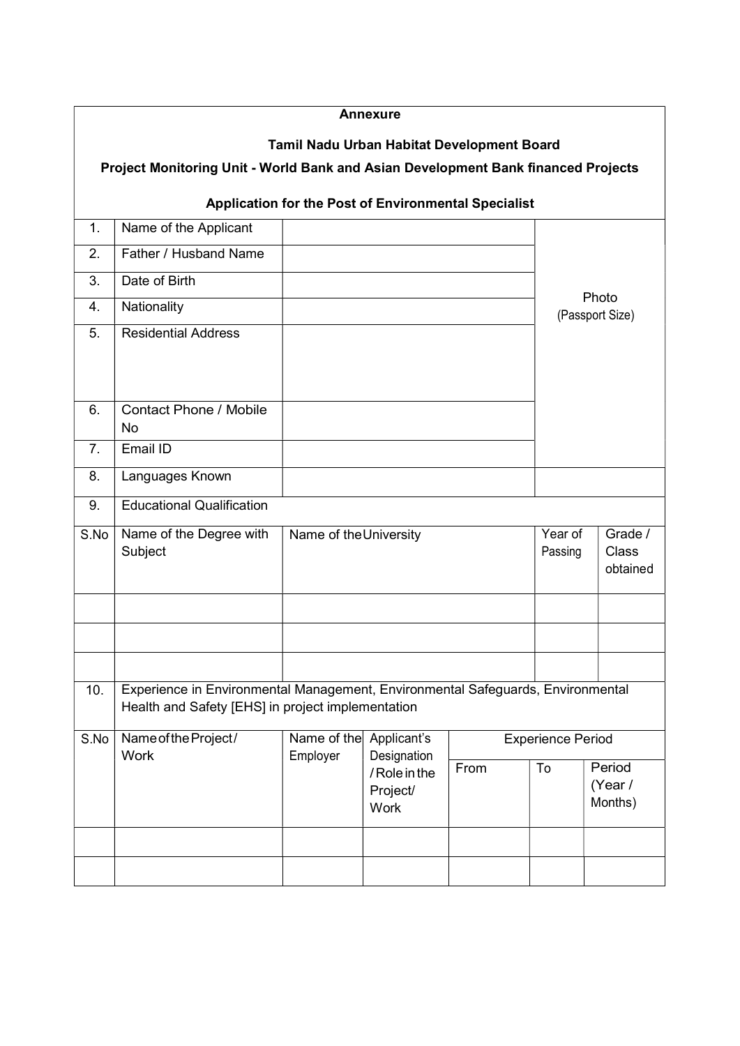**Annexure**

**Tamil Nadu Urban Habitat Development Board**

**Project Monitoring Unit - World Bank and Asian Development Bank financed Projects**

**Application for the Post of Environmental Specialist**

| | | | |
|---|---|---|---|
| 1. | Name of the Applicant | | Photo (Passport Size) |
| 2. | Father / Husband Name | | |
| 3. | Date of Birth | | |
| 4. | Nationality | | |
| 5. | Residential Address | | |
| 6. | Contact Phone / Mobile No | | |
| 7. | Email ID | | |
| 8. | Languages Known | | |
| 9. | Educational Qualification | | |

| S.No | Name of the Degree with Subject | Name of the University | Year of Passing | Grade / Class obtained |
|---|---|---|---|---|
| | | | | |
| | | | | |
| | | | | |

10. Experience in Environmental Management, Environmental Safeguards, Environmental Health and Safety [EHS] in project implementation

| S.No | Name of the Project / Work | Name of the Employer | Applicant's Designation / Role in the Project/ Work | Experience Period | | |
|---|---|---|---|---|---|---|
| | | | | From | To | Period (Year / Months) |
| | | | | | | |
| | | | | | | |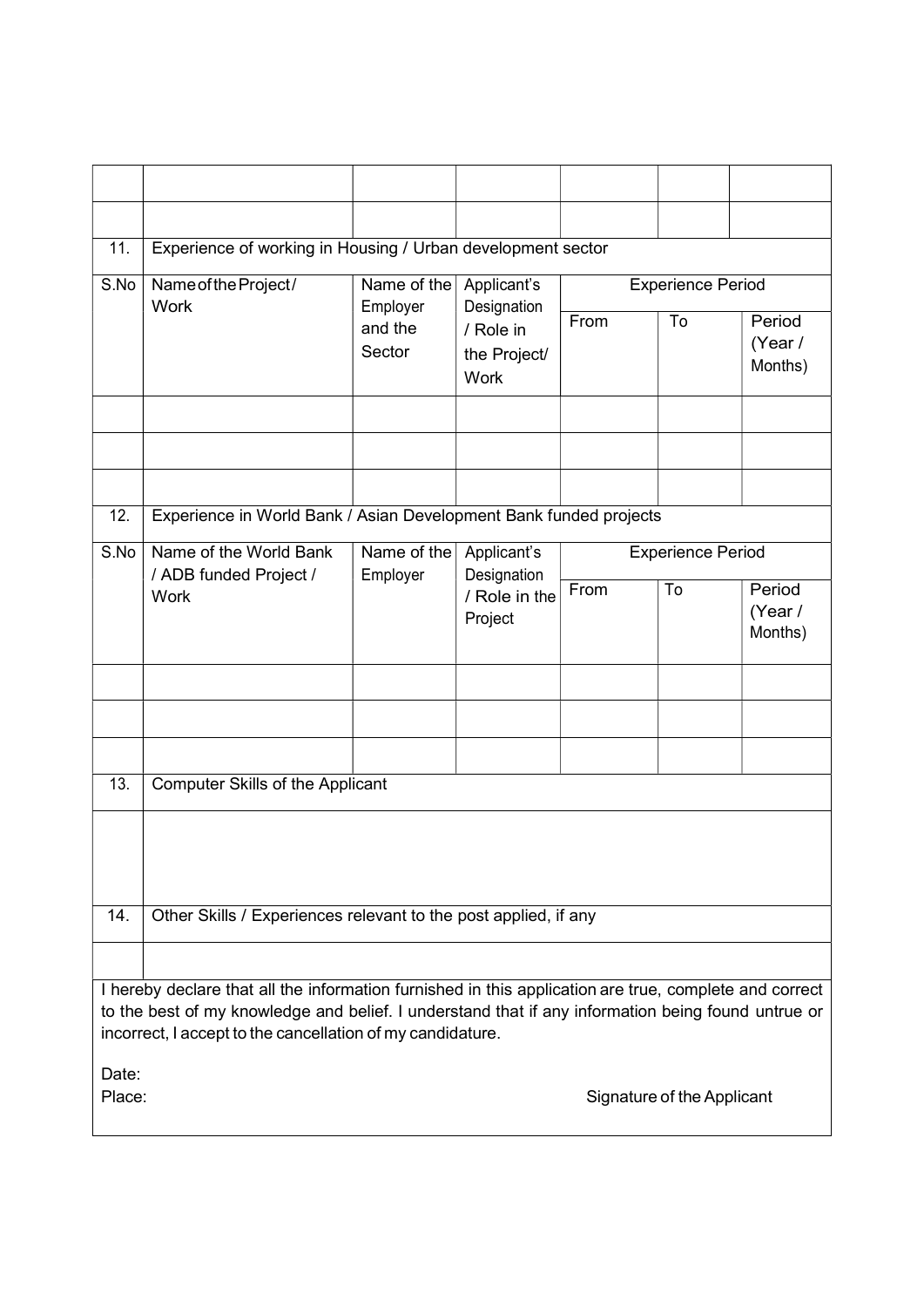| | | | | | | |
|---|---|---|---|---|---|---|
| | | | | | | |
| | | | | | | |
| 11. | Experience of working in Housing / Urban development sector | | | | | |
| S.No | Name of the Project / Work | Name of the Employer and the Sector | Applicant's Designation / Role in the Project/ Work | Experience Period | | |
| | | | | From | To | Period (Year / Months) |
| | | | | | | |
| | | | | | | |
| | | | | | | |
| 12. | Experience in World Bank / Asian Development Bank funded projects | | | | | |
| S.No | Name of the World Bank / ADB funded Project / Work | Name of the Employer | Applicant's Designation / Role in the Project | Experience Period | | |
| | | | | From | To | Period (Year / Months) |
| | | | | | | |
| | | | | | | |
| | | | | | | |
| 13. | Computer Skills of the Applicant | | | | | |
| | | | | | | |
| 14. | Other Skills / Experiences relevant to the post applied, if any | | | | | |
| | | | | | | |

I hereby declare that all the information furnished in this application are true, complete and correct to the best of my knowledge and belief. I understand that if any information being found untrue or incorrect, I accept to the cancellation of my candidature.

Date:

Place: Signature of the Applicant